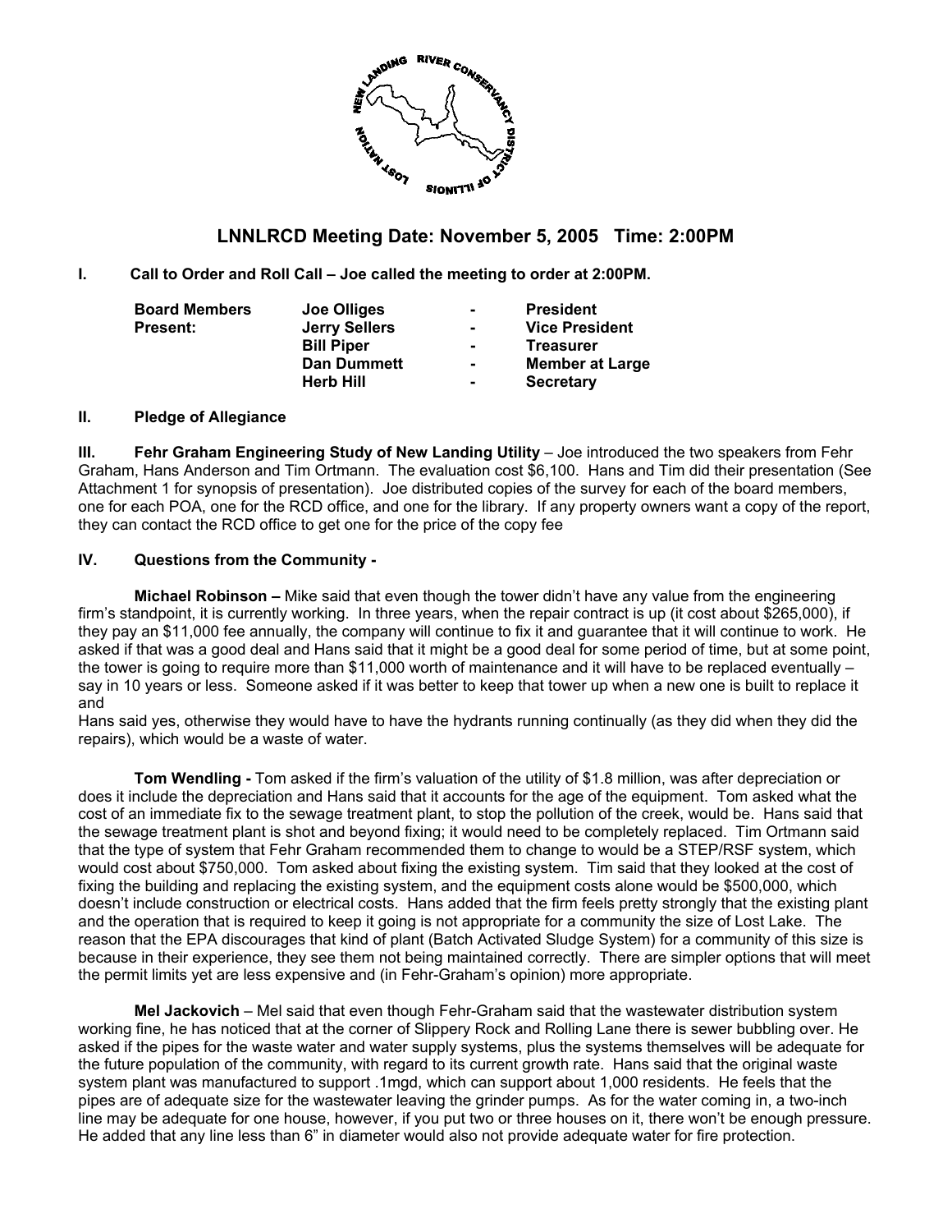# LNNLRCD Meeting Date: November 5, 2005 Time: 2:00PM

**I. Call to Order and Roll Call – Joe called the meeting to order at 2:00PM.**

| **Board Members Present:** | **Joe Olliges** | **-** | **President** |
|---|---|---|---|
| | **Jerry Sellers** | **-** | **Vice President** |
| | **Bill Piper** | **-** | **Treasurer** |
| | **Dan Dummett** | **-** | **Member at Large** |
| | **Herb Hill** | **-** | **Secretary** |

**II. Pledge of Allegiance**

**III. Fehr Graham Engineering Study of New Landing Utility** – Joe introduced the two speakers from Fehr Graham, Hans Anderson and Tim Ortmann. The evaluation cost $6,100. Hans and Tim did their presentation (See Attachment 1 for synopsis of presentation). Joe distributed copies of the survey for each of the board members, one for each POA, one for the RCD office, and one for the library. If any property owners want a copy of the report, they can contact the RCD office to get one for the price of the copy fee

**IV. Questions from the Community -**

**Michael Robinson –** Mike said that even though the tower didn't have any value from the engineering firm's standpoint, it is currently working. In three years, when the repair contract is up (it cost about $265,000), if they pay an $11,000 fee annually, the company will continue to fix it and guarantee that it will continue to work. He asked if that was a good deal and Hans said that it might be a good deal for some period of time, but at some point, the tower is going to require more than $11,000 worth of maintenance and it will have to be replaced eventually – say in 10 years or less. Someone asked if it was better to keep that tower up when a new one is built to replace it and
Hans said yes, otherwise they would have to have the hydrants running continually (as they did when they did the repairs), which would be a waste of water.

**Tom Wendling -** Tom asked if the firm's valuation of the utility of $1.8 million, was after depreciation or does it include the depreciation and Hans said that it accounts for the age of the equipment. Tom asked what the cost of an immediate fix to the sewage treatment plant, to stop the pollution of the creek, would be. Hans said that the sewage treatment plant is shot and beyond fixing; it would need to be completely replaced. Tim Ortmann said that the type of system that Fehr Graham recommended them to change to would be a STEP/RSF system, which would cost about $750,000. Tom asked about fixing the existing system. Tim said that they looked at the cost of fixing the building and replacing the existing system, and the equipment costs alone would be $500,000, which doesn't include construction or electrical costs. Hans added that the firm feels pretty strongly that the existing plant and the operation that is required to keep it going is not appropriate for a community the size of Lost Lake. The reason that the EPA discourages that kind of plant (Batch Activated Sludge System) for a community of this size is because in their experience, they see them not being maintained correctly. There are simpler options that will meet the permit limits yet are less expensive and (in Fehr-Graham's opinion) more appropriate.

**Mel Jackovich** – Mel said that even though Fehr-Graham said that the wastewater distribution system working fine, he has noticed that at the corner of Slippery Rock and Rolling Lane there is sewer bubbling over. He asked if the pipes for the waste water and water supply systems, plus the systems themselves will be adequate for the future population of the community, with regard to its current growth rate. Hans said that the original waste system plant was manufactured to support .1mgd, which can support about 1,000 residents. He feels that the pipes are of adequate size for the wastewater leaving the grinder pumps. As for the water coming in, a two-inch line may be adequate for one house, however, if you put two or three houses on it, there won't be enough pressure. He added that any line less than 6" in diameter would also not provide adequate water for fire protection.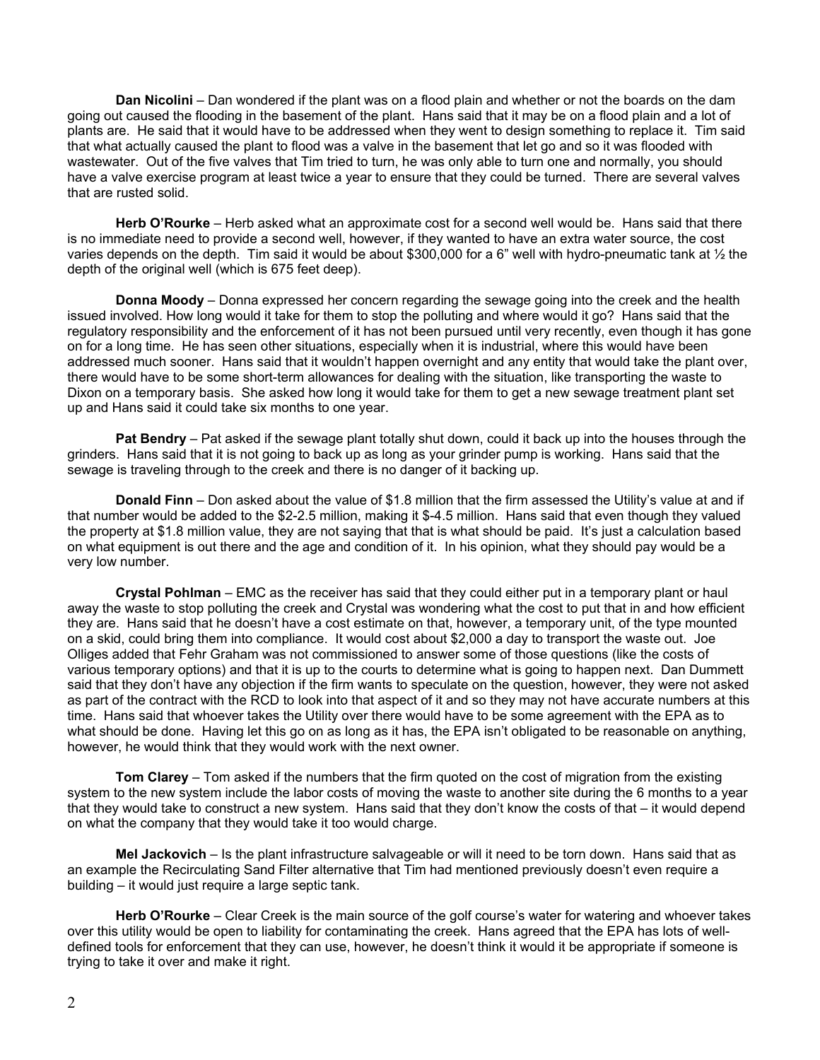**Dan Nicolini** – Dan wondered if the plant was on a flood plain and whether or not the boards on the dam going out caused the flooding in the basement of the plant. Hans said that it may be on a flood plain and a lot of plants are. He said that it would have to be addressed when they went to design something to replace it. Tim said that what actually caused the plant to flood was a valve in the basement that let go and so it was flooded with wastewater. Out of the five valves that Tim tried to turn, he was only able to turn one and normally, you should have a valve exercise program at least twice a year to ensure that they could be turned. There are several valves that are rusted solid.

**Herb O'Rourke** – Herb asked what an approximate cost for a second well would be. Hans said that there is no immediate need to provide a second well, however, if they wanted to have an extra water source, the cost varies depends on the depth. Tim said it would be about $300,000 for a 6" well with hydro-pneumatic tank at ½ the depth of the original well (which is 675 feet deep).

**Donna Moody** – Donna expressed her concern regarding the sewage going into the creek and the health issued involved. How long would it take for them to stop the polluting and where would it go? Hans said that the regulatory responsibility and the enforcement of it has not been pursued until very recently, even though it has gone on for a long time. He has seen other situations, especially when it is industrial, where this would have been addressed much sooner. Hans said that it wouldn't happen overnight and any entity that would take the plant over, there would have to be some short-term allowances for dealing with the situation, like transporting the waste to Dixon on a temporary basis. She asked how long it would take for them to get a new sewage treatment plant set up and Hans said it could take six months to one year.

**Pat Bendry** – Pat asked if the sewage plant totally shut down, could it back up into the houses through the grinders. Hans said that it is not going to back up as long as your grinder pump is working. Hans said that the sewage is traveling through to the creek and there is no danger of it backing up.

**Donald Finn** – Don asked about the value of $1.8 million that the firm assessed the Utility's value at and if that number would be added to the $2-2.5 million, making it $-4.5 million. Hans said that even though they valued the property at $1.8 million value, they are not saying that that is what should be paid. It's just a calculation based on what equipment is out there and the age and condition of it. In his opinion, what they should pay would be a very low number.

**Crystal Pohlman** – EMC as the receiver has said that they could either put in a temporary plant or haul away the waste to stop polluting the creek and Crystal was wondering what the cost to put that in and how efficient they are. Hans said that he doesn't have a cost estimate on that, however, a temporary unit, of the type mounted on a skid, could bring them into compliance. It would cost about $2,000 a day to transport the waste out. Joe Olliges added that Fehr Graham was not commissioned to answer some of those questions (like the costs of various temporary options) and that it is up to the courts to determine what is going to happen next. Dan Dummett said that they don't have any objection if the firm wants to speculate on the question, however, they were not asked as part of the contract with the RCD to look into that aspect of it and so they may not have accurate numbers at this time. Hans said that whoever takes the Utility over there would have to be some agreement with the EPA as to what should be done. Having let this go on as long as it has, the EPA isn't obligated to be reasonable on anything, however, he would think that they would work with the next owner.

**Tom Clarey** – Tom asked if the numbers that the firm quoted on the cost of migration from the existing system to the new system include the labor costs of moving the waste to another site during the 6 months to a year that they would take to construct a new system. Hans said that they don't know the costs of that – it would depend on what the company that they would take it too would charge.

**Mel Jackovich** – Is the plant infrastructure salvageable or will it need to be torn down. Hans said that as an example the Recirculating Sand Filter alternative that Tim had mentioned previously doesn't even require a building – it would just require a large septic tank.

**Herb O'Rourke** – Clear Creek is the main source of the golf course's water for watering and whoever takes over this utility would be open to liability for contaminating the creek. Hans agreed that the EPA has lots of well-defined tools for enforcement that they can use, however, he doesn't think it would it be appropriate if someone is trying to take it over and make it right.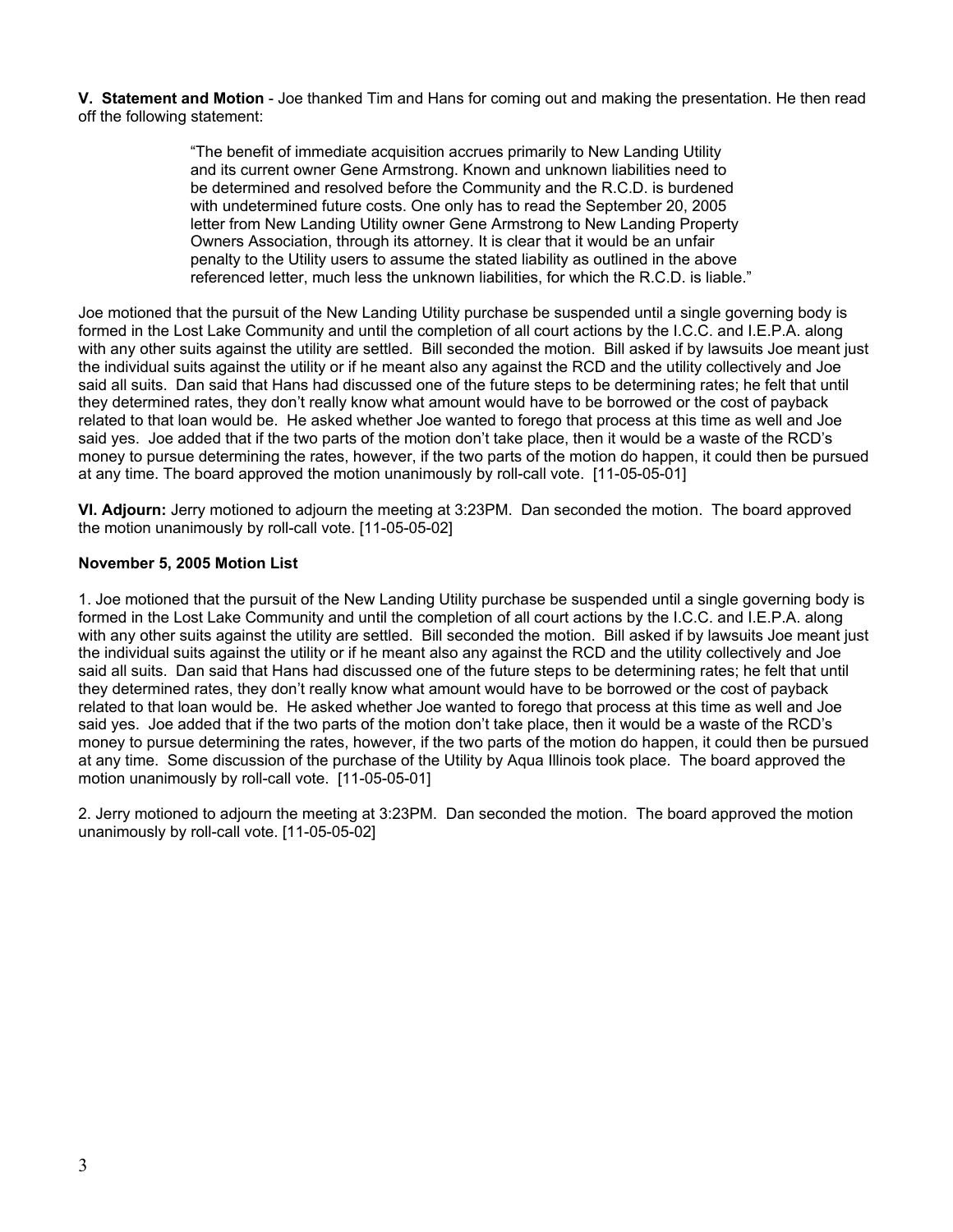**V. Statement and Motion** - Joe thanked Tim and Hans for coming out and making the presentation. He then read off the following statement:

> "The benefit of immediate acquisition accrues primarily to New Landing Utility and its current owner Gene Armstrong. Known and unknown liabilities need to be determined and resolved before the Community and the R.C.D. is burdened with undetermined future costs. One only has to read the September 20, 2005 letter from New Landing Utility owner Gene Armstrong to New Landing Property Owners Association, through its attorney. It is clear that it would be an unfair penalty to the Utility users to assume the stated liability as outlined in the above referenced letter, much less the unknown liabilities, for which the R.C.D. is liable."

Joe motioned that the pursuit of the New Landing Utility purchase be suspended until a single governing body is formed in the Lost Lake Community and until the completion of all court actions by the I.C.C. and I.E.P.A. along with any other suits against the utility are settled. Bill seconded the motion. Bill asked if by lawsuits Joe meant just the individual suits against the utility or if he meant also any against the RCD and the utility collectively and Joe said all suits. Dan said that Hans had discussed one of the future steps to be determining rates; he felt that until they determined rates, they don't really know what amount would have to be borrowed or the cost of payback related to that loan would be. He asked whether Joe wanted to forego that process at this time as well and Joe said yes. Joe added that if the two parts of the motion don't take place, then it would be a waste of the RCD's money to pursue determining the rates, however, if the two parts of the motion do happen, it could then be pursued at any time. The board approved the motion unanimously by roll-call vote. [11-05-05-01]

**VI. Adjourn:** Jerry motioned to adjourn the meeting at 3:23PM. Dan seconded the motion. The board approved the motion unanimously by roll-call vote. [11-05-05-02]

**November 5, 2005 Motion List**

1. Joe motioned that the pursuit of the New Landing Utility purchase be suspended until a single governing body is formed in the Lost Lake Community and until the completion of all court actions by the I.C.C. and I.E.P.A. along with any other suits against the utility are settled. Bill seconded the motion. Bill asked if by lawsuits Joe meant just the individual suits against the utility or if he meant also any against the RCD and the utility collectively and Joe said all suits. Dan said that Hans had discussed one of the future steps to be determining rates; he felt that until they determined rates, they don't really know what amount would have to be borrowed or the cost of payback related to that loan would be. He asked whether Joe wanted to forego that process at this time as well and Joe said yes. Joe added that if the two parts of the motion don't take place, then it would be a waste of the RCD's money to pursue determining the rates, however, if the two parts of the motion do happen, it could then be pursued at any time. Some discussion of the purchase of the Utility by Aqua Illinois took place. The board approved the motion unanimously by roll-call vote. [11-05-05-01]

2. Jerry motioned to adjourn the meeting at 3:23PM. Dan seconded the motion. The board approved the motion unanimously by roll-call vote. [11-05-05-02]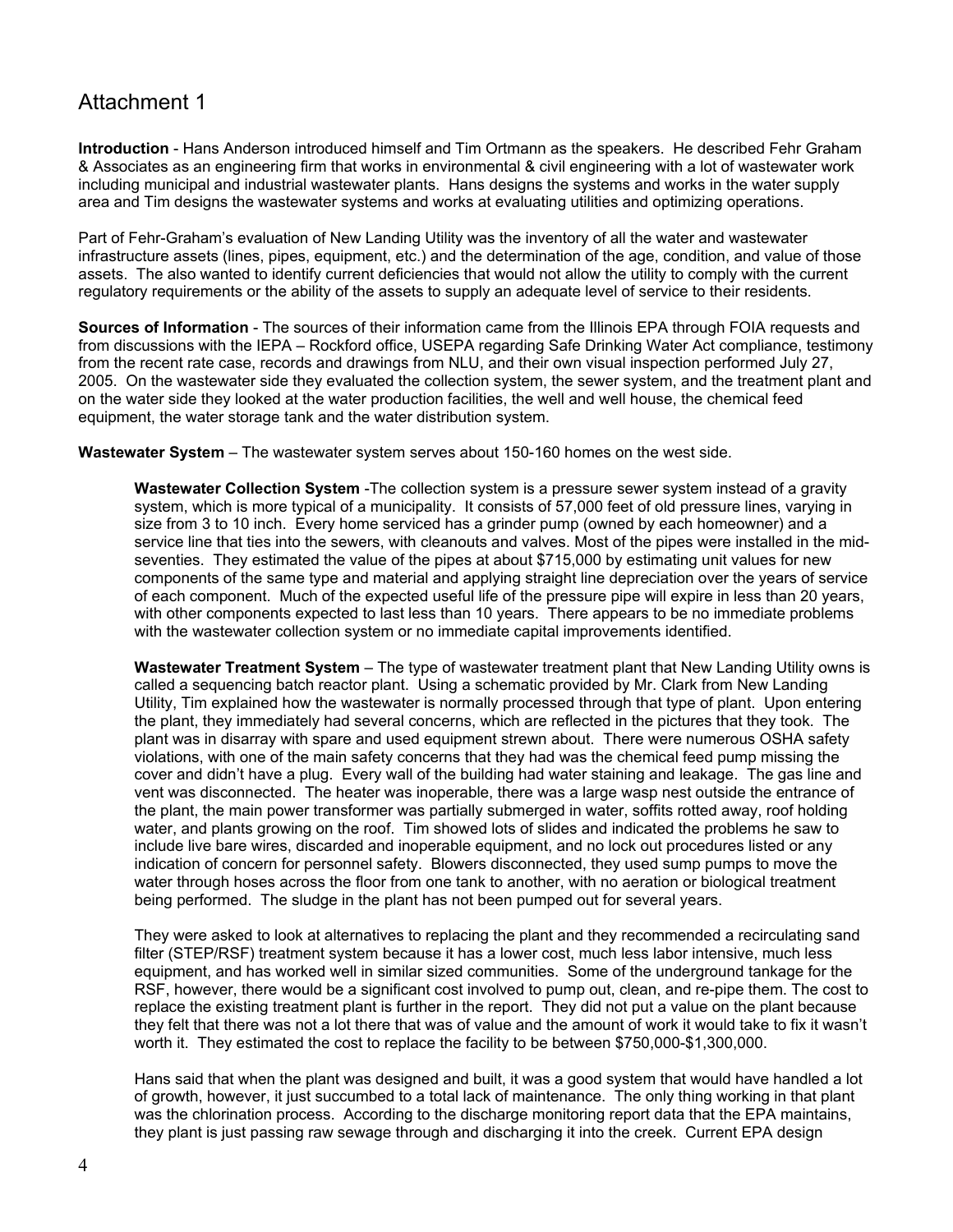# Attachment 1

**Introduction** - Hans Anderson introduced himself and Tim Ortmann as the speakers. He described Fehr Graham & Associates as an engineering firm that works in environmental & civil engineering with a lot of wastewater work including municipal and industrial wastewater plants. Hans designs the systems and works in the water supply area and Tim designs the wastewater systems and works at evaluating utilities and optimizing operations.

Part of Fehr-Graham's evaluation of New Landing Utility was the inventory of all the water and wastewater infrastructure assets (lines, pipes, equipment, etc.) and the determination of the age, condition, and value of those assets. The also wanted to identify current deficiencies that would not allow the utility to comply with the current regulatory requirements or the ability of the assets to supply an adequate level of service to their residents.

**Sources of Information** - The sources of their information came from the Illinois EPA through FOIA requests and from discussions with the IEPA – Rockford office, USEPA regarding Safe Drinking Water Act compliance, testimony from the recent rate case, records and drawings from NLU, and their own visual inspection performed July 27, 2005. On the wastewater side they evaluated the collection system, the sewer system, and the treatment plant and on the water side they looked at the water production facilities, the well and well house, the chemical feed equipment, the water storage tank and the water distribution system.

**Wastewater System** – The wastewater system serves about 150-160 homes on the west side.

**Wastewater Collection System** -The collection system is a pressure sewer system instead of a gravity system, which is more typical of a municipality. It consists of 57,000 feet of old pressure lines, varying in size from 3 to 10 inch. Every home serviced has a grinder pump (owned by each homeowner) and a service line that ties into the sewers, with cleanouts and valves. Most of the pipes were installed in the mid-seventies. They estimated the value of the pipes at about $715,000 by estimating unit values for new components of the same type and material and applying straight line depreciation over the years of service of each component. Much of the expected useful life of the pressure pipe will expire in less than 20 years, with other components expected to last less than 10 years. There appears to be no immediate problems with the wastewater collection system or no immediate capital improvements identified.

**Wastewater Treatment System** – The type of wastewater treatment plant that New Landing Utility owns is called a sequencing batch reactor plant. Using a schematic provided by Mr. Clark from New Landing Utility, Tim explained how the wastewater is normally processed through that type of plant. Upon entering the plant, they immediately had several concerns, which are reflected in the pictures that they took. The plant was in disarray with spare and used equipment strewn about. There were numerous OSHA safety violations, with one of the main safety concerns that they had was the chemical feed pump missing the cover and didn't have a plug. Every wall of the building had water staining and leakage. The gas line and vent was disconnected. The heater was inoperable, there was a large wasp nest outside the entrance of the plant, the main power transformer was partially submerged in water, soffits rotted away, roof holding water, and plants growing on the roof. Tim showed lots of slides and indicated the problems he saw to include live bare wires, discarded and inoperable equipment, and no lock out procedures listed or any indication of concern for personnel safety. Blowers disconnected, they used sump pumps to move the water through hoses across the floor from one tank to another, with no aeration or biological treatment being performed. The sludge in the plant has not been pumped out for several years.

They were asked to look at alternatives to replacing the plant and they recommended a recirculating sand filter (STEP/RSF) treatment system because it has a lower cost, much less labor intensive, much less equipment, and has worked well in similar sized communities. Some of the underground tankage for the RSF, however, there would be a significant cost involved to pump out, clean, and re-pipe them. The cost to replace the existing treatment plant is further in the report. They did not put a value on the plant because they felt that there was not a lot there that was of value and the amount of work it would take to fix it wasn't worth it. They estimated the cost to replace the facility to be between $750,000-$1,300,000.

Hans said that when the plant was designed and built, it was a good system that would have handled a lot of growth, however, it just succumbed to a total lack of maintenance. The only thing working in that plant was the chlorination process. According to the discharge monitoring report data that the EPA maintains, they plant is just passing raw sewage through and discharging it into the creek. Current EPA design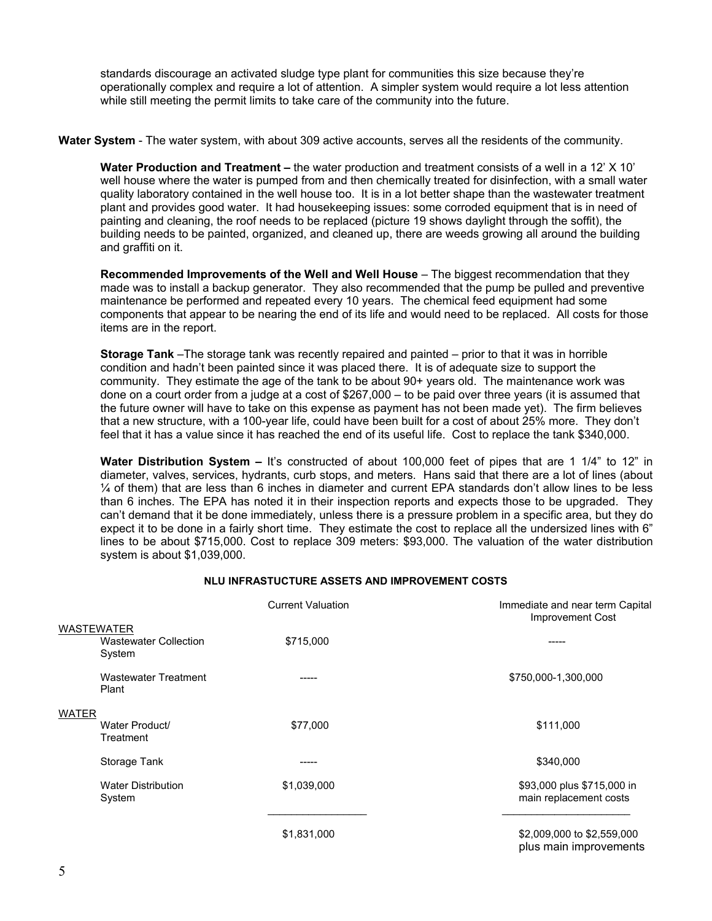standards discourage an activated sludge type plant for communities this size because they're operationally complex and require a lot of attention. A simpler system would require a lot less attention while still meeting the permit limits to take care of the community into the future.

**Water System** - The water system, with about 309 active accounts, serves all the residents of the community.

**Water Production and Treatment –** the water production and treatment consists of a well in a 12' X 10' well house where the water is pumped from and then chemically treated for disinfection, with a small water quality laboratory contained in the well house too. It is in a lot better shape than the wastewater treatment plant and provides good water. It had housekeeping issues: some corroded equipment that is in need of painting and cleaning, the roof needs to be replaced (picture 19 shows daylight through the soffit), the building needs to be painted, organized, and cleaned up, there are weeds growing all around the building and graffiti on it.

**Recommended Improvements of the Well and Well House** – The biggest recommendation that they made was to install a backup generator. They also recommended that the pump be pulled and preventive maintenance be performed and repeated every 10 years. The chemical feed equipment had some components that appear to be nearing the end of its life and would need to be replaced. All costs for those items are in the report.

**Storage Tank** –The storage tank was recently repaired and painted – prior to that it was in horrible condition and hadn't been painted since it was placed there. It is of adequate size to support the community. They estimate the age of the tank to be about 90+ years old. The maintenance work was done on a court order from a judge at a cost of $267,000 – to be paid over three years (it is assumed that the future owner will have to take on this expense as payment has not been made yet). The firm believes that a new structure, with a 100-year life, could have been built for a cost of about 25% more. They don't feel that it has a value since it has reached the end of its useful life. Cost to replace the tank $340,000.

**Water Distribution System –** It's constructed of about 100,000 feet of pipes that are 1 1/4" to 12" in diameter, valves, services, hydrants, curb stops, and meters. Hans said that there are a lot of lines (about ¼ of them) that are less than 6 inches in diameter and current EPA standards don't allow lines to be less than 6 inches. The EPA has noted it in their inspection reports and expects those to be upgraded. They can't demand that it be done immediately, unless there is a pressure problem in a specific area, but they do expect it to be done in a fairly short time. They estimate the cost to replace all the undersized lines with 6" lines to be about $715,000. Cost to replace 309 meters: $93,000. The valuation of the water distribution system is about $1,039,000.

**NLU INFRASTUCTURE ASSETS AND IMPROVEMENT COSTS**

| | Current Valuation | Immediate and near term Capital Improvement Cost |
|---|---|---|
| WASTEWATER | | |
| Wastewater Collection System | $715,000 | ----- |
| Wastewater Treatment Plant | ----- | $750,000-1,300,000 |
| WATER | | |
| Water Product/ Treatment | $77,000 | $111,000 |
| Storage Tank | ----- | $340,000 |
| Water Distribution System | $1,039,000 | $93,000 plus $715,000 in main replacement costs |
| | $1,831,000 | $2,009,000 to $2,559,000 plus main improvements |